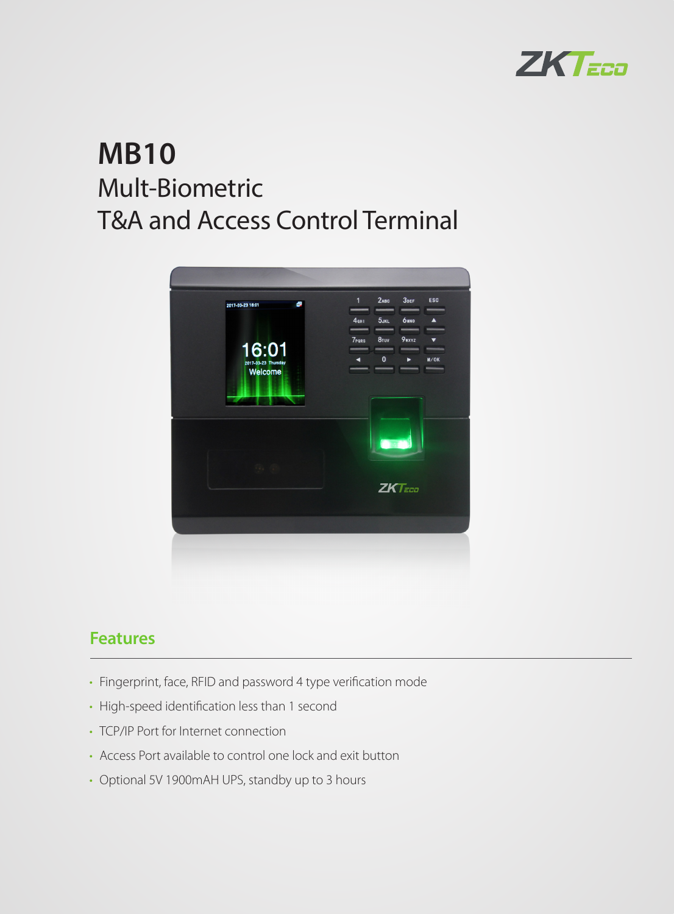# MB10

## Mult-Biometric
## T&A and Access Control Terminal

## Features

- Fingerprint, face, RFID and password 4 type verification mode
- High-speed identification less than 1 second
- TCP/IP Port for Internet connection
- Access Port available to control one lock and exit button
- Optional 5V 1900mAH UPS, standby up to 3 hours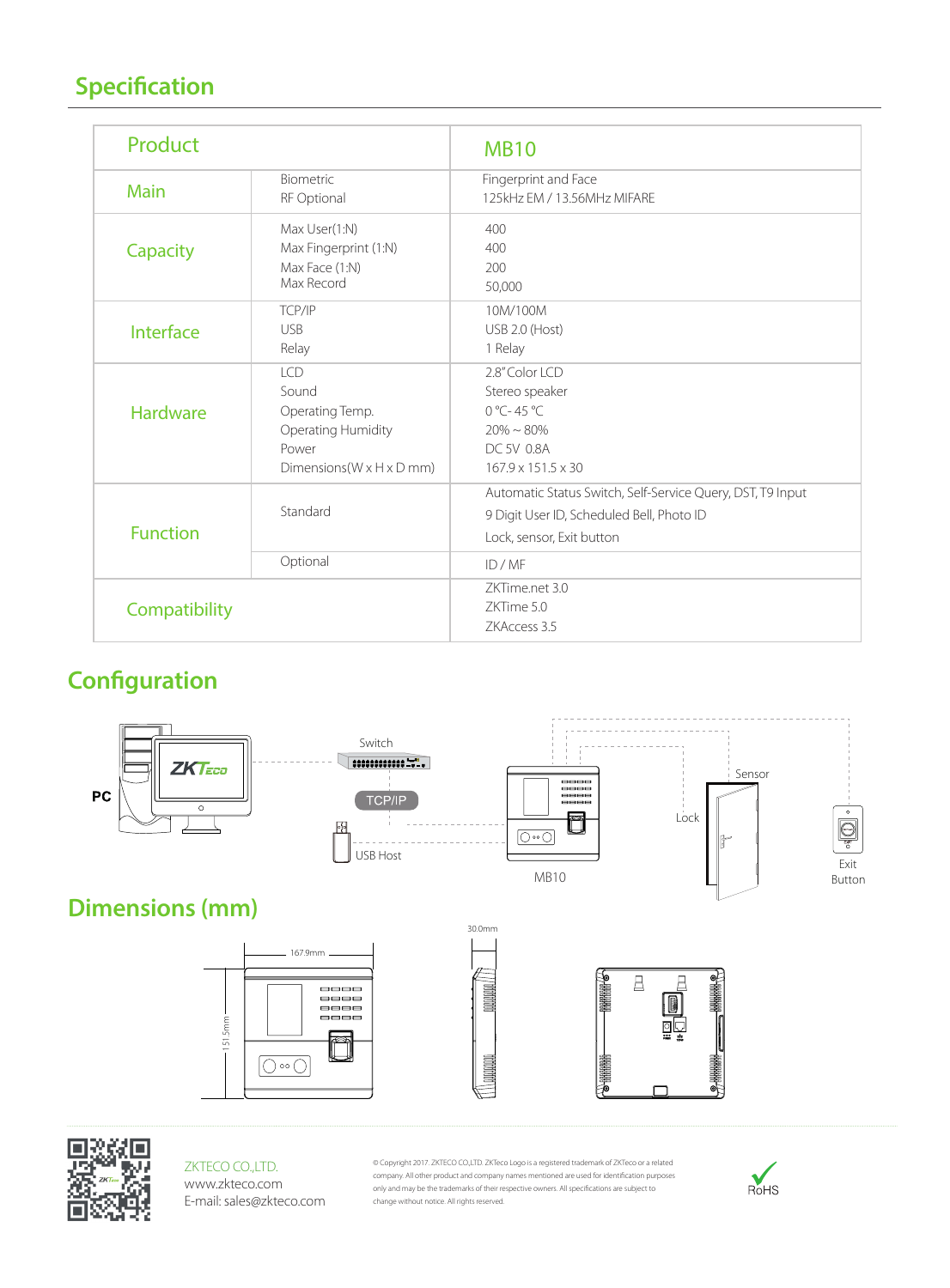## Specification

| Product | | MB10 |
|---|---|---|
| Main | Biometric<br>RF Optional | Fingerprint and Face<br>125kHz EM / 13.56MHz MIFARE |
| Capacity | Max User(1:N)<br>Max Fingerprint (1:N)<br>Max Face (1:N)<br>Max Record | 400<br>400<br>200<br>50,000 |
| Interface | TCP/IP<br>USB<br>Relay | 10M/100M<br>USB 2.0 (Host)<br>1 Relay |
| Hardware | LCD<br>Sound<br>Operating Temp.<br>Operating Humidity<br>Power<br>Dimensions(W x H x D mm) | 2.8" Color LCD<br>Stereo speaker<br>0 °C- 45 °C<br>20% ~ 80%<br>DC 5V 0.8A<br>167.9 x 151.5 x 30 |
| Function | Standard | Automatic Status Switch, Self-Service Query, DST, T9 Input<br>9 Digit User ID, Scheduled Bell, Photo ID<br>Lock, sensor, Exit button |
| | Optional | ID / MF |
| Compatibility | | ZKTime.net 3.0<br>ZKTime 5.0<br>ZKAccess 3.5 |

## Configuration

PC

Switch

TCP/IP

USB Host

MB10

Sensor

Lock

Exit Button

## Dimensions (mm)

167.9mm

151.5mm

30.0mm

ZKTECO CO.,LTD.
www.zkteco.com
E-mail: sales@zkteco.com

© Copyright 2017. ZKTECO CO.,LTD. ZKTeco Logo is a registered trademark of ZKTeco or a related company. All other product and company names mentioned are used for identification purposes only and may be the trademarks of their respective owners. All specifications are subject to change without notice. All rights reserved.

RoHS